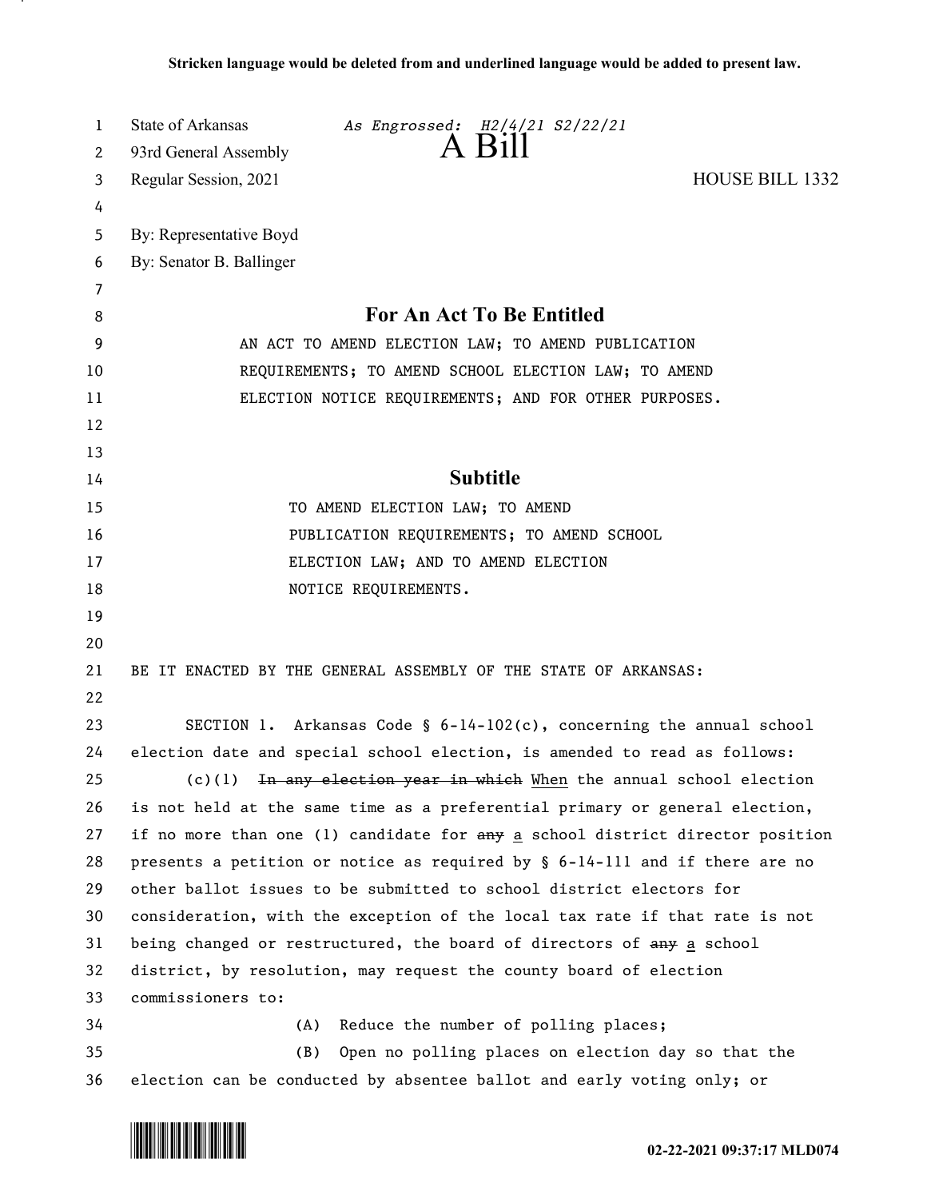**Stricken language would be deleted from and underlined language would be added to present law.**

State of Arkansas *As Engrossed: H2/4/21 S2/22/21*
93rd General Assembly
# A Bill
Regular Session, 2021 HOUSE BILL 1332

By: Representative Boyd
By: Senator B. Ballinger

## For An Act To Be Entitled

AN ACT TO AMEND ELECTION LAW; TO AMEND PUBLICATION REQUIREMENTS; TO AMEND SCHOOL ELECTION LAW; TO AMEND ELECTION NOTICE REQUIREMENTS; AND FOR OTHER PURPOSES.

## Subtitle

TO AMEND ELECTION LAW; TO AMEND PUBLICATION REQUIREMENTS; TO AMEND SCHOOL ELECTION LAW; AND TO AMEND ELECTION NOTICE REQUIREMENTS.

BE IT ENACTED BY THE GENERAL ASSEMBLY OF THE STATE OF ARKANSAS:

SECTION 1. Arkansas Code § 6-14-102(c), concerning the annual school election date and special school election, is amended to read as follows:

(c)(1) ~~In any election year in which~~ <u>When</u> the annual school election is not held at the same time as a preferential primary or general election, if no more than one (1) candidate for ~~any~~ <u>a</u> school district director position presents a petition or notice as required by § 6-14-111 and if there are no other ballot issues to be submitted to school district electors for consideration, with the exception of the local tax rate if that rate is not being changed or restructured, the board of directors of ~~any~~ <u>a</u> school district, by resolution, may request the county board of election commissioners to:

(A) Reduce the number of polling places;

(B) Open no polling places on election day so that the election can be conducted by absentee ballot and early voting only; or

02-22-2021 09:37:17 MLD074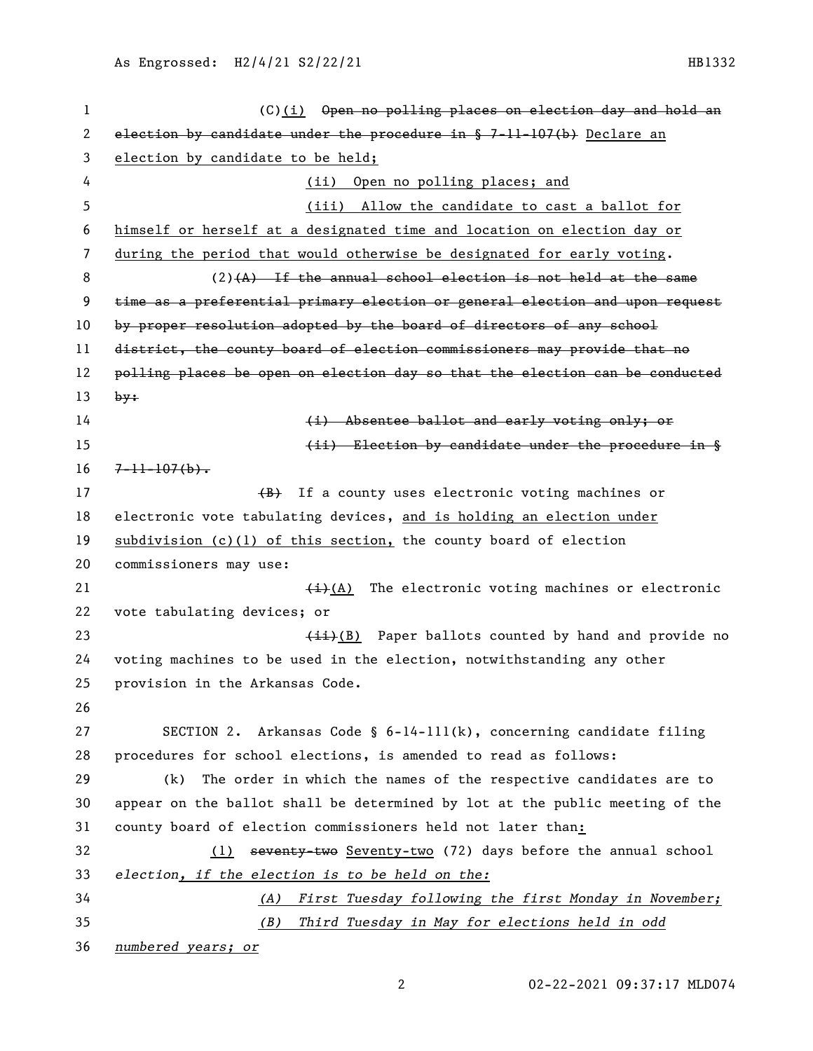(C)~~(i)~~ ~~Open no polling places on election day and hold an election by candidate under the procedure in § 7-11-107(b)~~ Declare an election by candidate to be held;

(ii) Open no polling places; and

(iii) Allow the candidate to cast a ballot for himself or herself at a designated time and location on election day or during the period that would otherwise be designated for early voting.

(2)~~(A) If the annual school election is not held at the same time as a preferential primary election or general election and upon request by proper resolution adopted by the board of directors of any school district, the county board of election commissioners may provide that no polling places be open on election day so that the election can be conducted by:~~

~~(i) Absentee ballot and early voting only; or~~

~~(ii) Election by candidate under the procedure in § 7-11-107(b).~~

~~(B)~~ If a county uses electronic voting machines or electronic vote tabulating devices, and is holding an election under subdivision (c)(1) of this section, the county board of election commissioners may use:

~~(i)~~(A) The electronic voting machines or electronic vote tabulating devices; or

~~(ii)~~(B) Paper ballots counted by hand and provide no voting machines to be used in the election, notwithstanding any other provision in the Arkansas Code.

SECTION 2. Arkansas Code § 6-14-111(k), concerning candidate filing procedures for school elections, is amended to read as follows:

(k) The order in which the names of the respective candidates are to appear on the ballot shall be determined by lot at the public meeting of the county board of election commissioners held not later than:

(1) ~~seventy-two~~ Seventy-two (72) days before the annual school *election, if the election is to be held on the:*

*(A) First Tuesday following the first Monday in November;*

*(B) Third Tuesday in May for elections held in odd numbered years; or*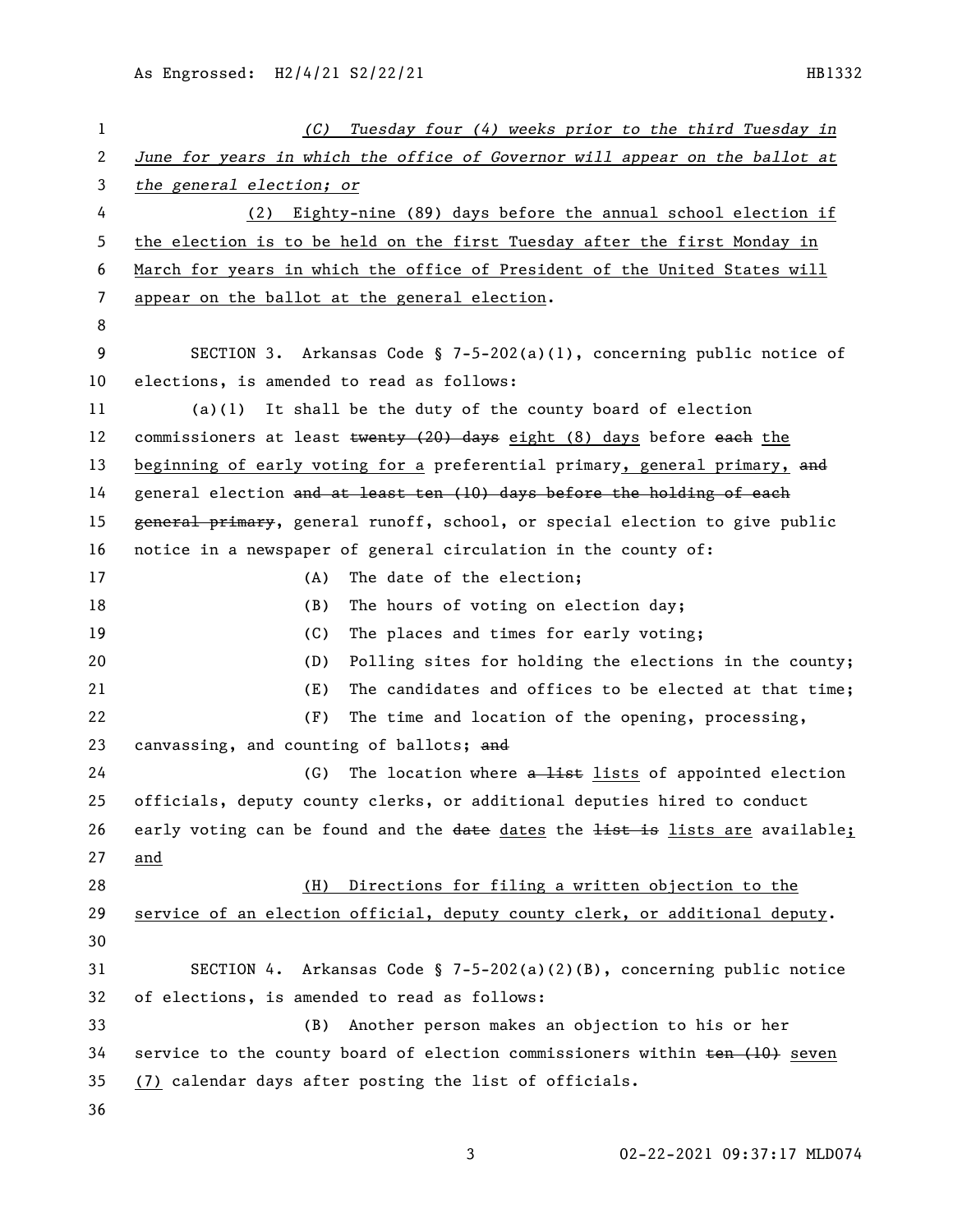*(C) Tuesday four (4) weeks prior to the third Tuesday in June for years in which the office of Governor will appear on the ballot at the general election; or*

(2) Eighty-nine (89) days before the annual school election if the election is to be held on the first Tuesday after the first Monday in March for years in which the office of President of the United States will appear on the ballot at the general election.

SECTION 3. Arkansas Code § 7-5-202(a)(1), concerning public notice of elections, is amended to read as follows:

(a)(1) It shall be the duty of the county board of election commissioners at least ~~twenty (20) days~~ eight (8) days before ~~each~~ the beginning of early voting for a preferential primary, general primary, ~~and~~ general election ~~and at least ten (10) days before the holding of each general primary~~, general runoff, school, or special election to give public notice in a newspaper of general circulation in the county of:

(A) The date of the election;

(B) The hours of voting on election day;

(C) The places and times for early voting;

(D) Polling sites for holding the elections in the county;

(E) The candidates and offices to be elected at that time;

(F) The time and location of the opening, processing, canvassing, and counting of ballots; ~~and~~

(G) The location where ~~a list~~ lists of appointed election officials, deputy county clerks, or additional deputies hired to conduct early voting can be found and the ~~date~~ dates the ~~list is~~ lists are available; and

(H) Directions for filing a written objection to the service of an election official, deputy county clerk, or additional deputy.

SECTION 4. Arkansas Code § 7-5-202(a)(2)(B), concerning public notice of elections, is amended to read as follows:

(B) Another person makes an objection to his or her service to the county board of election commissioners within ~~ten (10)~~ seven (7) calendar days after posting the list of officials.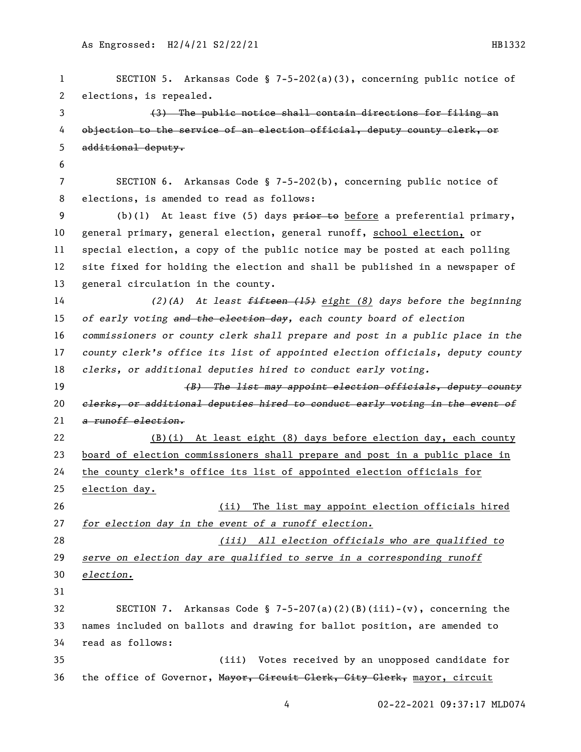SECTION 5. Arkansas Code § 7-5-202(a)(3), concerning public notice of elections, is repealed.

~~(3) The public notice shall contain directions for filing an objection to the service of an election official, deputy county clerk, or additional deputy.~~

SECTION 6. Arkansas Code § 7-5-202(b), concerning public notice of elections, is amended to read as follows:

(b)(1) At least five (5) days ~~prior to~~ before a preferential primary, general primary, general election, general runoff, school election, or special election, a copy of the public notice may be posted at each polling site fixed for holding the election and shall be published in a newspaper of general circulation in the county.

*(2)(A) At least ~~fifteen (15)~~ eight (8) days before the beginning of early voting ~~and the election day~~, each county board of election commissioners or county clerk shall prepare and post in a public place in the county clerk's office its list of appointed election officials, deputy county clerks, or additional deputies hired to conduct early voting.*

~~*(B) The list may appoint election officials, deputy county clerks, or additional deputies hired to conduct early voting in the event of a runoff election.*~~

(B)(i) At least eight (8) days before election day, each county board of election commissioners shall prepare and post in a public place in the county clerk's office its list of appointed election officials for election day.

(ii) The list may appoint election officials hired *for election day in the event of a runoff election.*

*(iii) All election officials who are qualified to serve on election day are qualified to serve in a corresponding runoff election.*

SECTION 7. Arkansas Code § 7-5-207(a)(2)(B)(iii)-(v), concerning the names included on ballots and drawing for ballot position, are amended to read as follows:

(iii) Votes received by an unopposed candidate for the office of Governor, ~~Mayor, Circuit Clerk, City Clerk,~~ mayor, circuit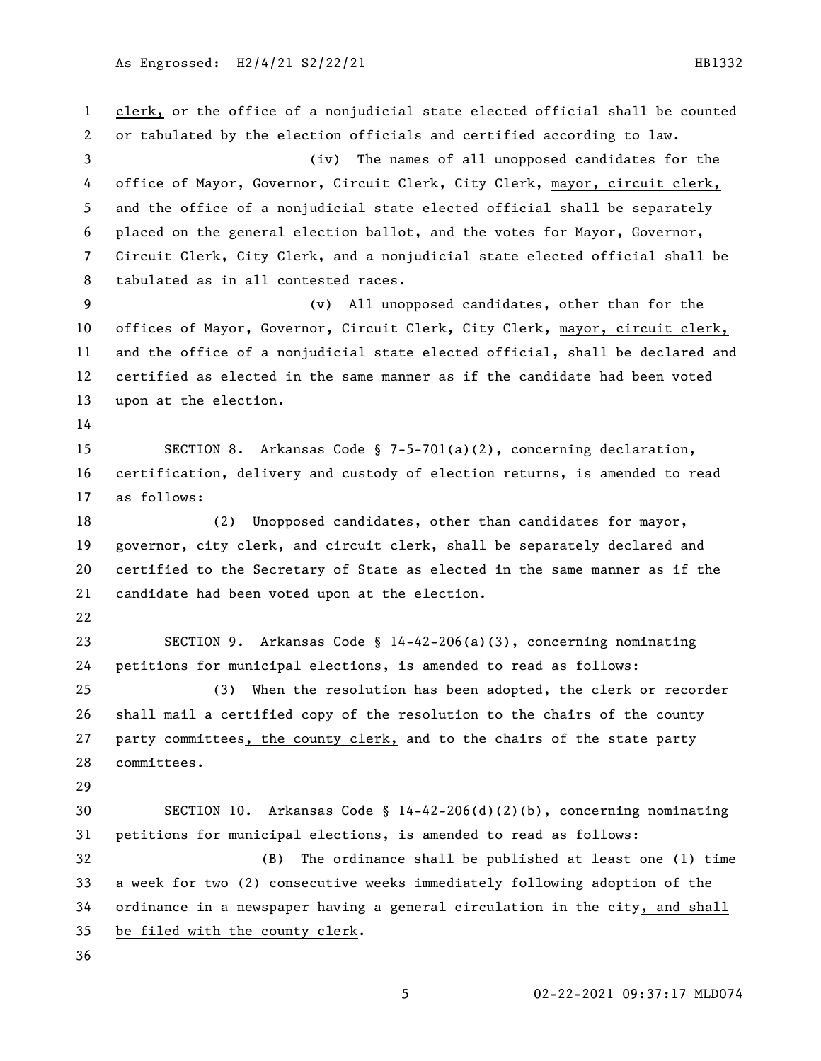clerk, or the office of a nonjudicial state elected official shall be counted or tabulated by the election officials and certified according to law.

(iv) The names of all unopposed candidates for the office of ~~Mayor,~~ Governor, ~~Circuit Clerk, City Clerk,~~ mayor, circuit clerk, and the office of a nonjudicial state elected official shall be separately placed on the general election ballot, and the votes for Mayor, Governor, Circuit Clerk, City Clerk, and a nonjudicial state elected official shall be tabulated as in all contested races.

(v) All unopposed candidates, other than for the offices of ~~Mayor,~~ Governor, ~~Circuit Clerk, City Clerk,~~ mayor, circuit clerk, and the office of a nonjudicial state elected official, shall be declared and certified as elected in the same manner as if the candidate had been voted upon at the election.

SECTION 8. Arkansas Code § 7-5-701(a)(2), concerning declaration, certification, delivery and custody of election returns, is amended to read as follows:

(2) Unopposed candidates, other than candidates for mayor, governor, ~~city clerk,~~ and circuit clerk, shall be separately declared and certified to the Secretary of State as elected in the same manner as if the candidate had been voted upon at the election.

SECTION 9. Arkansas Code § 14-42-206(a)(3), concerning nominating petitions for municipal elections, is amended to read as follows:

(3) When the resolution has been adopted, the clerk or recorder shall mail a certified copy of the resolution to the chairs of the county party committees, the county clerk, and to the chairs of the state party committees.

SECTION 10. Arkansas Code § 14-42-206(d)(2)(b), concerning nominating petitions for municipal elections, is amended to read as follows:

(B) The ordinance shall be published at least one (1) time a week for two (2) consecutive weeks immediately following adoption of the ordinance in a newspaper having a general circulation in the city, and shall be filed with the county clerk.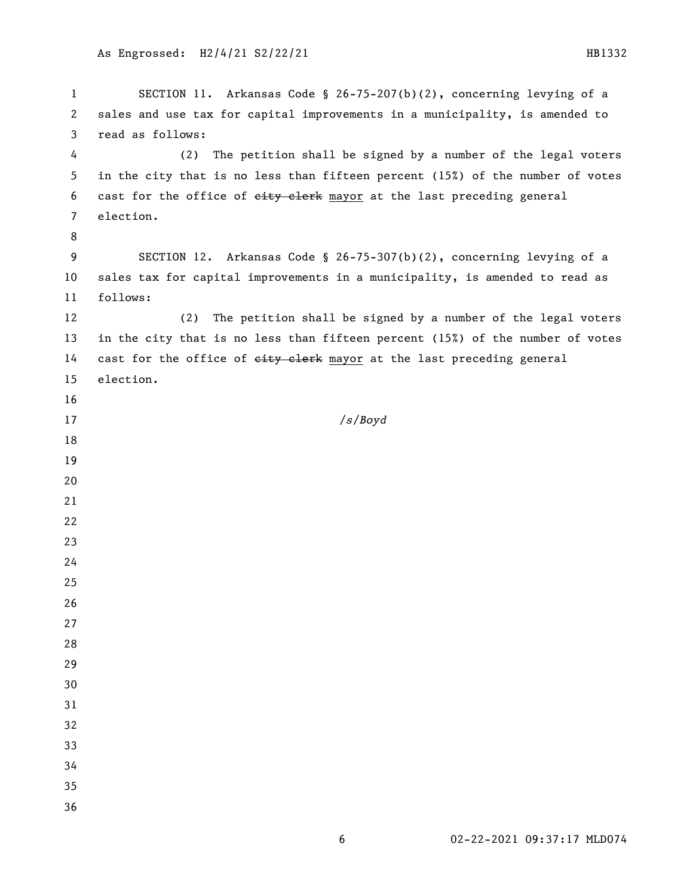SECTION 11. Arkansas Code § 26-75-207(b)(2), concerning levying of a sales and use tax for capital improvements in a municipality, is amended to read as follows:

(2) The petition shall be signed by a number of the legal voters in the city that is no less than fifteen percent (15%) of the number of votes cast for the office of ~~city clerk~~ mayor at the last preceding general election.

SECTION 12. Arkansas Code § 26-75-307(b)(2), concerning levying of a sales tax for capital improvements in a municipality, is amended to read as follows:

(2) The petition shall be signed by a number of the legal voters in the city that is no less than fifteen percent (15%) of the number of votes cast for the office of ~~city clerk~~ mayor at the last preceding general election.

*/s/Boyd*